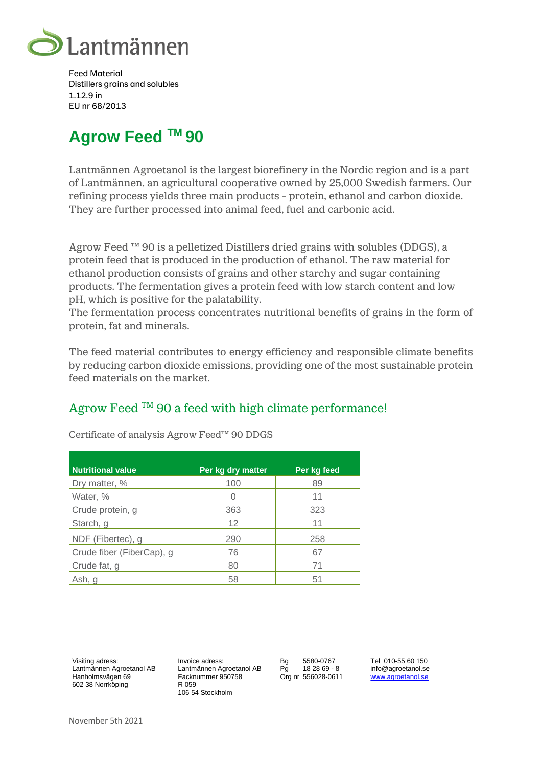Lantmännen

Feed Material
Distillers grains and solubles
1.12.9 in
EU nr 68/2013

# Agrow Feed ™ 90

Lantmännen Agroetanol is the largest biorefinery in the Nordic region and is a part of Lantmännen, an agricultural cooperative owned by 25,000 Swedish farmers. Our refining process yields three main products - protein, ethanol and carbon dioxide. They are further processed into animal feed, fuel and carbonic acid.

Agrow Feed ™ 90 is a pelletized Distillers dried grains with solubles (DDGS), a protein feed that is produced in the production of ethanol. The raw material for ethanol production consists of grains and other starchy and sugar containing products. The fermentation gives a protein feed with low starch content and low pH, which is positive for the palatability.
The fermentation process concentrates nutritional benefits of grains in the form of protein, fat and minerals.

The feed material contributes to energy efficiency and responsible climate benefits by reducing carbon dioxide emissions, providing one of the most sustainable protein feed materials on the market.

## Agrow Feed ™ 90 a feed with high climate performance!

Certificate of analysis Agrow Feed™ 90 DDGS

| Nutritional value | Per kg dry matter | Per kg feed |
|---|---|---|
| Dry matter, % | 100 | 89 |
| Water, % | 0 | 11 |
| Crude protein, g | 363 | 323 |
| Starch, g | 12 | 11 |
| NDF (Fibertec), g | 290 | 258 |
| Crude fiber (FiberCap), g | 76 | 67 |
| Crude fat, g | 80 | 71 |
| Ash, g | 58 | 51 |

Visiting adress:
Lantmännen Agroetanol AB
Hanholmsvägen 69
602 38 Norrköping

Invoice adress:
Lantmännen Agroetanol AB
Facknummer 950758
R 059
106 54 Stockholm

Bg 5580-0767
Pg 18 28 69 - 8
Org nr 556028-0611

Tel 010-55 60 150
info@agroetanol.se
www.agroetanol.se

November 5th 2021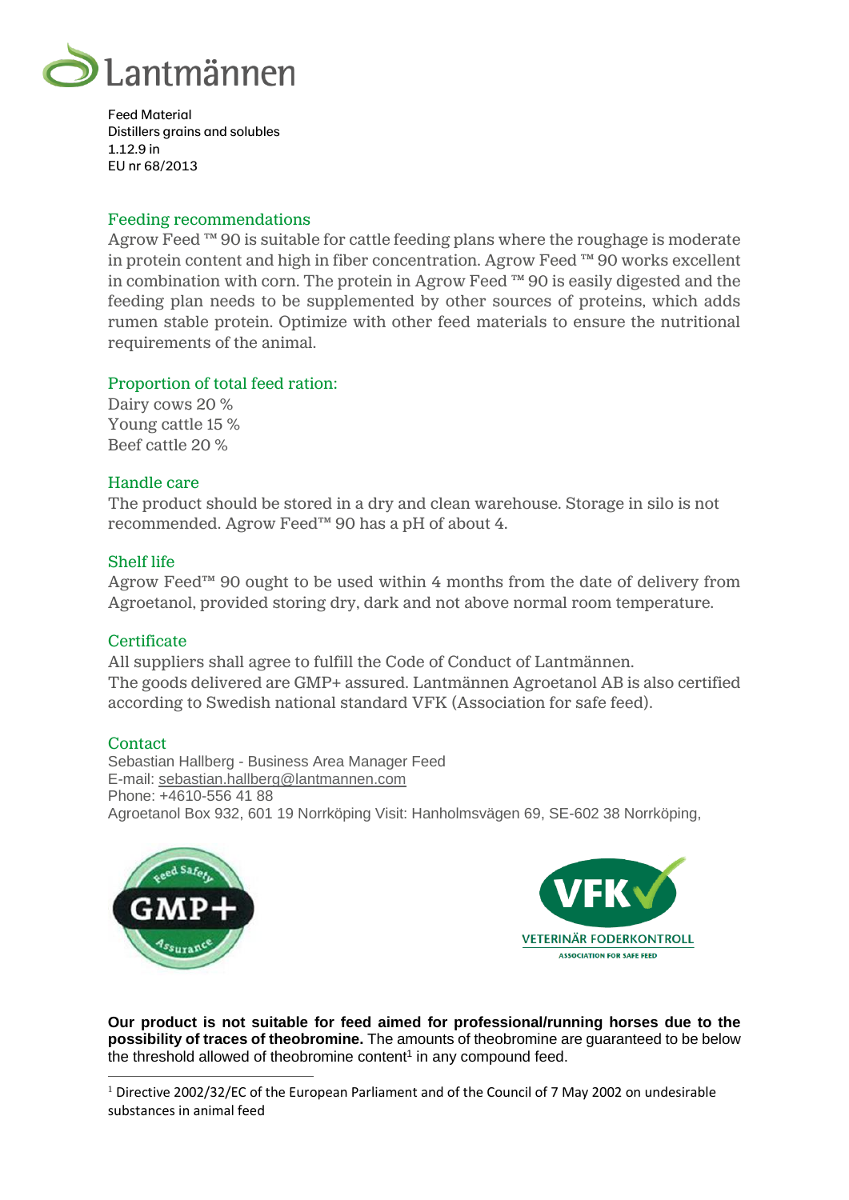Lantmännen

Feed Material
Distillers grains and solubles
1.12.9 in
EU nr 68/2013

## Feeding recommendations

Agrow Feed ™ 90 is suitable for cattle feeding plans where the roughage is moderate in protein content and high in fiber concentration. Agrow Feed ™ 90 works excellent in combination with corn. The protein in Agrow Feed ™ 90 is easily digested and the feeding plan needs to be supplemented by other sources of proteins, which adds rumen stable protein. Optimize with other feed materials to ensure the nutritional requirements of the animal.

## Proportion of total feed ration:

Dairy cows 20 %
Young cattle 15 %
Beef cattle 20 %

## Handle care

The product should be stored in a dry and clean warehouse. Storage in silo is not recommended. Agrow Feed™ 90 has a pH of about 4.

## Shelf life

Agrow Feed™ 90 ought to be used within 4 months from the date of delivery from Agroetanol, provided storing dry, dark and not above normal room temperature.

## Certificate

All suppliers shall agree to fulfill the Code of Conduct of Lantmännen.
The goods delivered are GMP+ assured. Lantmännen Agroetanol AB is also certified according to Swedish national standard VFK (Association for safe feed).

## Contact

Sebastian Hallberg - Business Area Manager Feed
E-mail: sebastian.hallberg@lantmannen.com
Phone: +4610-556 41 88
Agroetanol Box 932, 601 19 Norrköping Visit: Hanholmsvägen 69, SE-602 38 Norrköping,

Feed Safety GMP+ Assurance

VFK VETERINÄR FODERKONTROLL ASSOCIATION FOR SAFE FEED

**Our product is not suitable for feed aimed for professional/running horses due to the possibility of traces of theobromine.** The amounts of theobromine are guaranteed to be below the threshold allowed of theobromine content[1] in any compound feed.

[1] Directive 2002/32/EC of the European Parliament and of the Council of 7 May 2002 on undesirable substances in animal feed